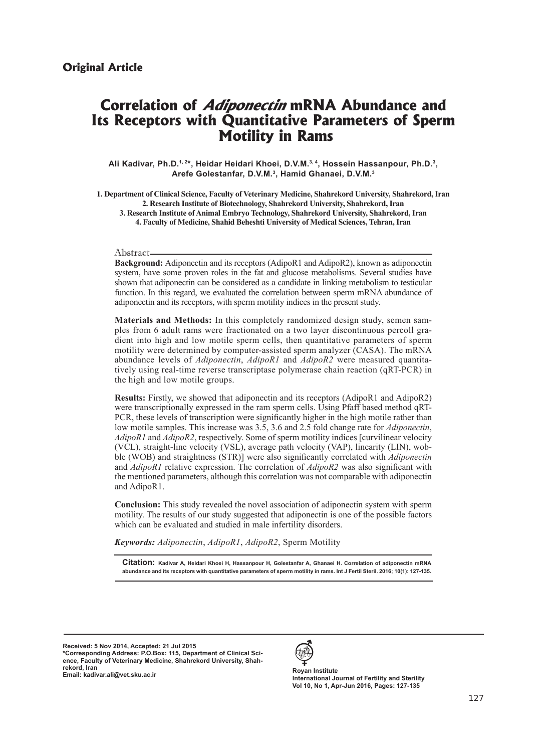## Original Article

# Correlation of *Adiponectin* mRNA Abundance and Its Receptors with Quantitative Parameters of Sperm Motility in Rams

**Ali Kadivar, Ph.D.[1, 2]\*, Heidar Heidari Khoei, D.V.M.[3, 4], Hossein Hassanpour, Ph.D.[3], Arefe Golestanfar, D.V.M.[3], Hamid Ghanaei, D.V.M.[3]**

**1. Department of Clinical Science, Faculty of Veterinary Medicine, Shahrekord University, Shahrekord, Iran**
**2. Research Institute of Biotechnology, Shahrekord University, Shahrekord, Iran**
**3. Research Institute of Animal Embryo Technology, Shahrekord University, Shahrekord, Iran**
**4. Faculty of Medicine, Shahid Beheshti University of Medical Sciences, Tehran, Iran**

### Abstract

**Background:** Adiponectin and its receptors (AdipoR1 and AdipoR2), known as adiponectin system, have some proven roles in the fat and glucose metabolisms. Several studies have shown that adiponectin can be considered as a candidate in linking metabolism to testicular function. In this regard, we evaluated the correlation between sperm mRNA abundance of adiponectin and its receptors, with sperm motility indices in the present study.

**Materials and Methods:** In this completely randomized design study, semen samples from 6 adult rams were fractionated on a two layer discontinuous percoll gradient into high and low motile sperm cells, then quantitative parameters of sperm motility were determined by computer-assisted sperm analyzer (CASA). The mRNA abundance levels of *Adiponectin*, *AdipoR1* and *AdipoR2* were measured quantitatively using real-time reverse transcriptase polymerase chain reaction (qRT-PCR) in the high and low motile groups.

**Results:** Firstly, we showed that adiponectin and its receptors (AdipoR1 and AdipoR2) were transcriptionally expressed in the ram sperm cells. Using Pfaff based method qRT-PCR, these levels of transcription were significantly higher in the high motile rather than low motile samples. This increase was 3.5, 3.6 and 2.5 fold change rate for *Adiponectin*, *AdipoR1* and *AdipoR2*, respectively. Some of sperm motility indices [curvilinear velocity (VCL), straight-line velocity (VSL), average path velocity (VAP), linearity (LIN), wobble (WOB) and straightness (STR)] were also significantly correlated with *Adiponectin* and *AdipoR1* relative expression. The correlation of *AdipoR2* was also significant with the mentioned parameters, although this correlation was not comparable with adiponectin and AdipoR1.

**Conclusion:** This study revealed the novel association of adiponectin system with sperm motility. The results of our study suggested that adiponectin is one of the possible factors which can be evaluated and studied in male infertility disorders.

***Keywords:*** *Adiponectin*, *AdipoR1*, *AdipoR2*, Sperm Motility

**Citation:** Kadivar A, Heidari Khoei H, Hassanpour H, Golestanfar A, Ghanaei H. Correlation of adiponectin mRNA abundance and its receptors with quantitative parameters of sperm motility in rams. Int J Fertil Steril. 2016; 10(1): 127-135.

**Received: 5 Nov 2014, Accepted: 21 Jul 2015**
**\*Corresponding Address: P.O.Box: 115, Department of Clinical Science, Faculty of Veterinary Medicine, Shahrekord University, Shahrekord, Iran**
**Email: kadivar.ali@vet.sku.ac.ir**

**Royan Institute**
**International Journal of Fertility and Sterility**
**Vol 10, No 1, Apr-Jun 2016, Pages: 127-135**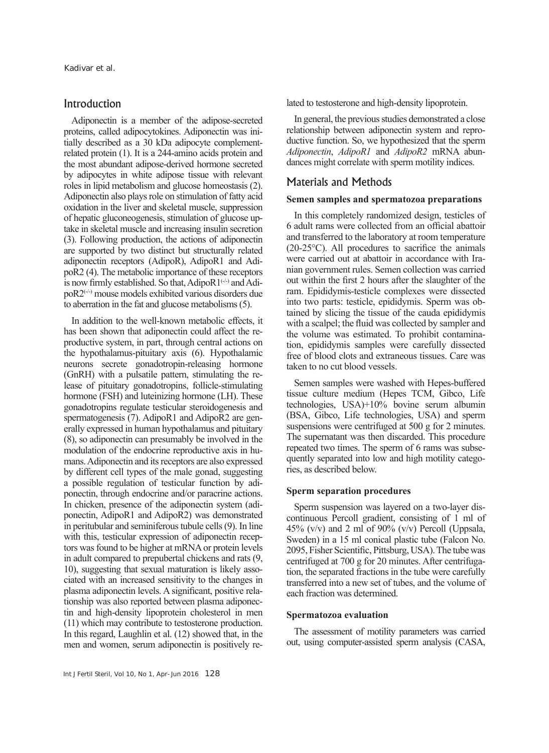## Introduction

Adiponectin is a member of the adipose-secreted proteins, called adipocytokines. Adiponectin was initially described as a 30 kDa adipocyte complement-related protein (1). It is a 244-amino acids protein and the most abundant adipose-derived hormone secreted by adipocytes in white adipose tissue with relevant roles in lipid metabolism and glucose homeostasis (2). Adiponectin also plays role on stimulation of fatty acid oxidation in the liver and skeletal muscle, suppression of hepatic gluconeogenesis, stimulation of glucose uptake in skeletal muscle and increasing insulin secretion (3). Following production, the actions of adiponectin are supported by two distinct but structurally related adiponectin receptors (AdipoR), AdipoR1 and AdipoR2 (4). The metabolic importance of these receptors is now firmly established. So that, AdipoR1$^{(-/-)}$ and AdipoR2$^{(-/-)}$ mouse models exhibited various disorders due to aberration in the fat and glucose metabolisms (5).

In addition to the well-known metabolic effects, it has been shown that adiponectin could affect the reproductive system, in part, through central actions on the hypothalamus-pituitary axis (6). Hypothalamic neurons secrete gonadotropin-releasing hormone (GnRH) with a pulsatile pattern, stimulating the release of pituitary gonadotropins, follicle-stimulating hormone (FSH) and luteinizing hormone (LH). These gonadotropins regulate testicular steroidogenesis and spermatogenesis (7). AdipoR1 and AdipoR2 are generally expressed in human hypothalamus and pituitary (8), so adiponectin can presumably be involved in the modulation of the endocrine reproductive axis in humans. Adiponectin and its receptors are also expressed by different cell types of the male gonad, suggesting a possible regulation of testicular function by adiponectin, through endocrine and/or paracrine actions. In chicken, presence of the adiponectin system (adiponectin, AdipoR1 and AdipoR2) was demonstrated in peritubular and seminiferous tubule cells (9). In line with this, testicular expression of adiponectin receptors was found to be higher at mRNA or protein levels in adult compared to prepubertal chickens and rats (9, 10), suggesting that sexual maturation is likely associated with an increased sensitivity to the changes in plasma adiponectin levels. A significant, positive relationship was also reported between plasma adiponectin and high-density lipoprotein cholesterol in men (11) which may contribute to testosterone production. In this regard, Laughlin et al. (12) showed that, in the men and women, serum adiponectin is positively related to testosterone and high-density lipoprotein.

In general, the previous studies demonstrated a close relationship between adiponectin system and reproductive function. So, we hypothesized that the sperm *Adiponectin*, *AdipoR1* and *AdipoR2* mRNA abundances might correlate with sperm motility indices.

## Materials and Methods

### Semen samples and spermatozoa preparations

In this completely randomized design, testicles of 6 adult rams were collected from an official abattoir and transferred to the laboratory at room temperature (20-25°C). All procedures to sacrifice the animals were carried out at abattoir in accordance with Iranian government rules. Semen collection was carried out within the first 2 hours after the slaughter of the ram. Epididymis-testicle complexes were dissected into two parts: testicle, epididymis. Sperm was obtained by slicing the tissue of the cauda epididymis with a scalpel; the fluid was collected by sampler and the volume was estimated. To prohibit contamination, epididymis samples were carefully dissected free of blood clots and extraneous tissues. Care was taken to no cut blood vessels.

Semen samples were washed with Hepes-buffered tissue culture medium (Hepes TCM, Gibco, Life technologies, USA)+10% bovine serum albumin (BSA, Gibco, Life technologies, USA) and sperm suspensions were centrifuged at 500 g for 2 minutes. The supernatant was then discarded. This procedure repeated two times. The sperm of 6 rams was subsequently separated into low and high motility categories, as described below.

### Sperm separation procedures

Sperm suspension was layered on a two-layer discontinuous Percoll gradient, consisting of 1 ml of 45% (v/v) and 2 ml of 90% (v/v) Percoll (Uppsala, Sweden) in a 15 ml conical plastic tube (Falcon No. 2095, Fisher Scientific, Pittsburg, USA). The tube was centrifuged at 700 g for 20 minutes. After centrifugation, the separated fractions in the tube were carefully transferred into a new set of tubes, and the volume of each fraction was determined.

### Spermatozoa evaluation

The assessment of motility parameters was carried out, using computer-assisted sperm analysis (CASA,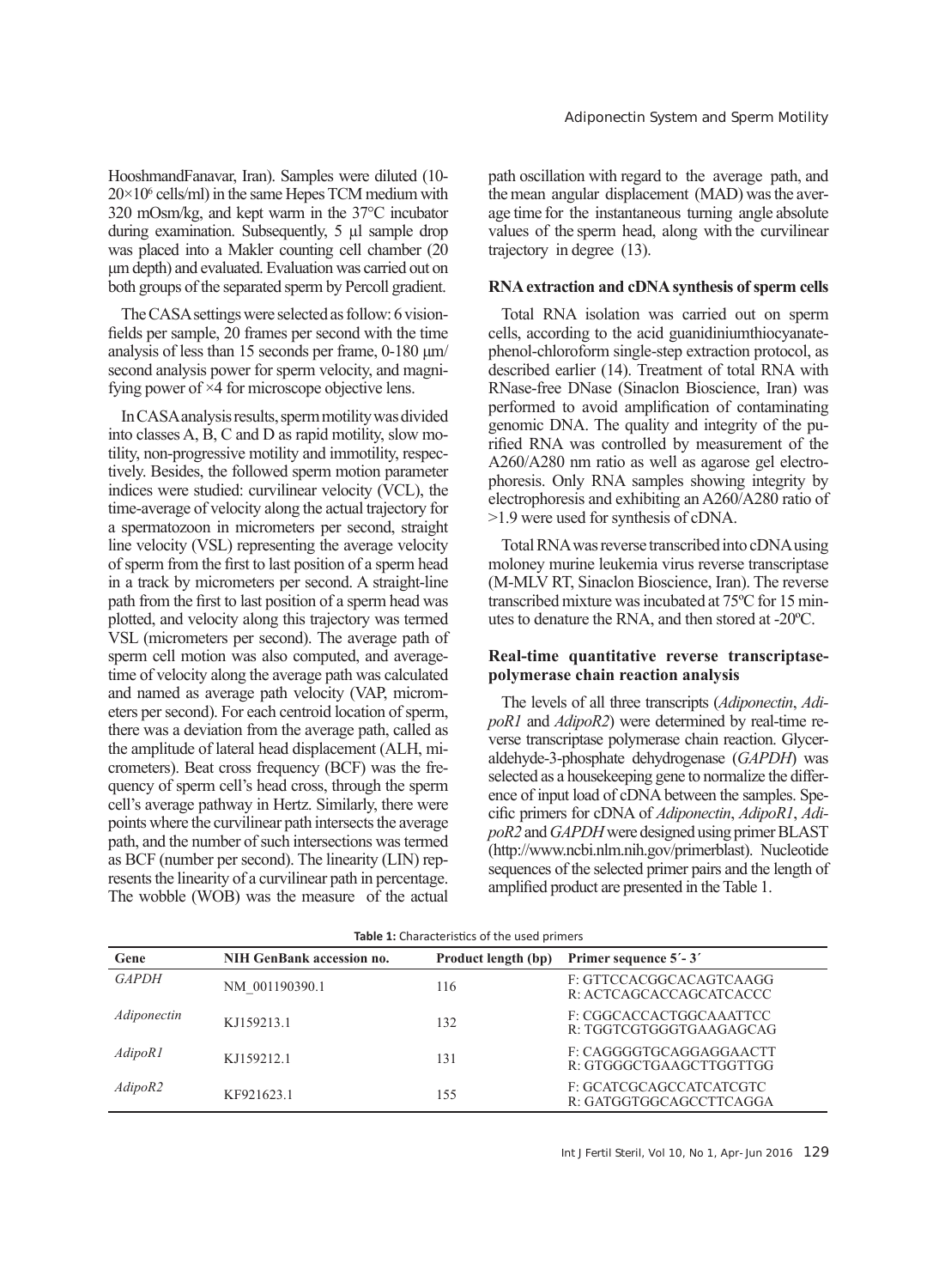HooshmandFanavar, Iran). Samples were diluted (10-20×10$^6$ cells/ml) in the same Hepes TCM medium with 320 mOsm/kg, and kept warm in the 37°C incubator during examination. Subsequently, 5 µl sample drop was placed into a Makler counting cell chamber (20 µm depth) and evaluated. Evaluation was carried out on both groups of the separated sperm by Percoll gradient.

The CASA settings were selected as follow: 6 vision-fields per sample, 20 frames per second with the time analysis of less than 15 seconds per frame, 0-180 µm/second analysis power for sperm velocity, and magnifying power of ×4 for microscope objective lens.

In CASA analysis results, sperm motility was divided into classes A, B, C and D as rapid motility, slow motility, non-progressive motility and immotility, respectively. Besides, the followed sperm motion parameter indices were studied: curvilinear velocity (VCL), the time-average of velocity along the actual trajectory for a spermatozoon in micrometers per second, straight line velocity (VSL) representing the average velocity of sperm from the first to last position of a sperm head in a track by micrometers per second. A straight-line path from the first to last position of a sperm head was plotted, and velocity along this trajectory was termed VSL (micrometers per second). The average path of sperm cell motion was also computed, and average-time of velocity along the average path was calculated and named as average path velocity (VAP, micrometers per second). For each centroid location of sperm, there was a deviation from the average path, called as the amplitude of lateral head displacement (ALH, micrometers). Beat cross frequency (BCF) was the frequency of sperm cell's head cross, through the sperm cell's average pathway in Hertz. Similarly, there were points where the curvilinear path intersects the average path, and the number of such intersections was termed as BCF (number per second). The linearity (LIN) represents the linearity of a curvilinear path in percentage. The wobble (WOB) was the measure of the actual path oscillation with regard to the average path, and the mean angular displacement (MAD) was the average time for the instantaneous turning angle absolute values of the sperm head, along with the curvilinear trajectory in degree (13).

### RNA extraction and cDNA synthesis of sperm cells

Total RNA isolation was carried out on sperm cells, according to the acid guanidiniumthiocyanate-phenol-chloroform single-step extraction protocol, as described earlier (14). Treatment of total RNA with RNase-free DNase (Sinaclon Bioscience, Iran) was performed to avoid amplification of contaminating genomic DNA. The quality and integrity of the purified RNA was controlled by measurement of the A260/A280 nm ratio as well as agarose gel electrophoresis. Only RNA samples showing integrity by electrophoresis and exhibiting an A260/A280 ratio of >1.9 were used for synthesis of cDNA.

Total RNA was reverse transcribed into cDNA using moloney murine leukemia virus reverse transcriptase (M-MLV RT, Sinaclon Bioscience, Iran). The reverse transcribed mixture was incubated at 75ºC for 15 minutes to denature the RNA, and then stored at -20ºC.

### Real-time quantitative reverse transcriptase-polymerase chain reaction analysis

The levels of all three transcripts (*Adiponectin*, *AdipoR1* and *AdipoR2*) were determined by real-time reverse transcriptase polymerase chain reaction. Glyceraldehyde-3-phosphate dehydrogenase (*GAPDH*) was selected as a housekeeping gene to normalize the difference of input load of cDNA between the samples. Specific primers for cDNA of *Adiponectin*, *AdipoR1*, *AdipoR2* and *GAPDH* were designed using primer BLAST (http://www.ncbi.nlm.nih.gov/primerblast). Nucleotide sequences of the selected primer pairs and the length of amplified product are presented in the Table 1.

**Table 1:** Characteristics of the used primers

| Gene | NIH GenBank accession no. | Product length (bp) | Primer sequence 5´- 3´ |
|---|---|---|---|
| *GAPDH* | NM_001190390.1 | 116 | F: GTTCCACGGCACAGTCAAGG<br>R: ACTCAGCACCAGCATCACCC |
| *Adiponectin* | KJ159213.1 | 132 | F: CGGCACCACTGGCAAATTCC<br>R: TGGTCGTGGGTGAAGAGCAG |
| *AdipoR1* | KJ159212.1 | 131 | F: CAGGGGTGCAGGAGGAACTT<br>R: GTGGGCTGAAGCTTGGTTGG |
| *AdipoR2* | KF921623.1 | 155 | F: GCATCGCAGCCATCATCGTC<br>R: GATGGTGGCAGCCTTCAGGA |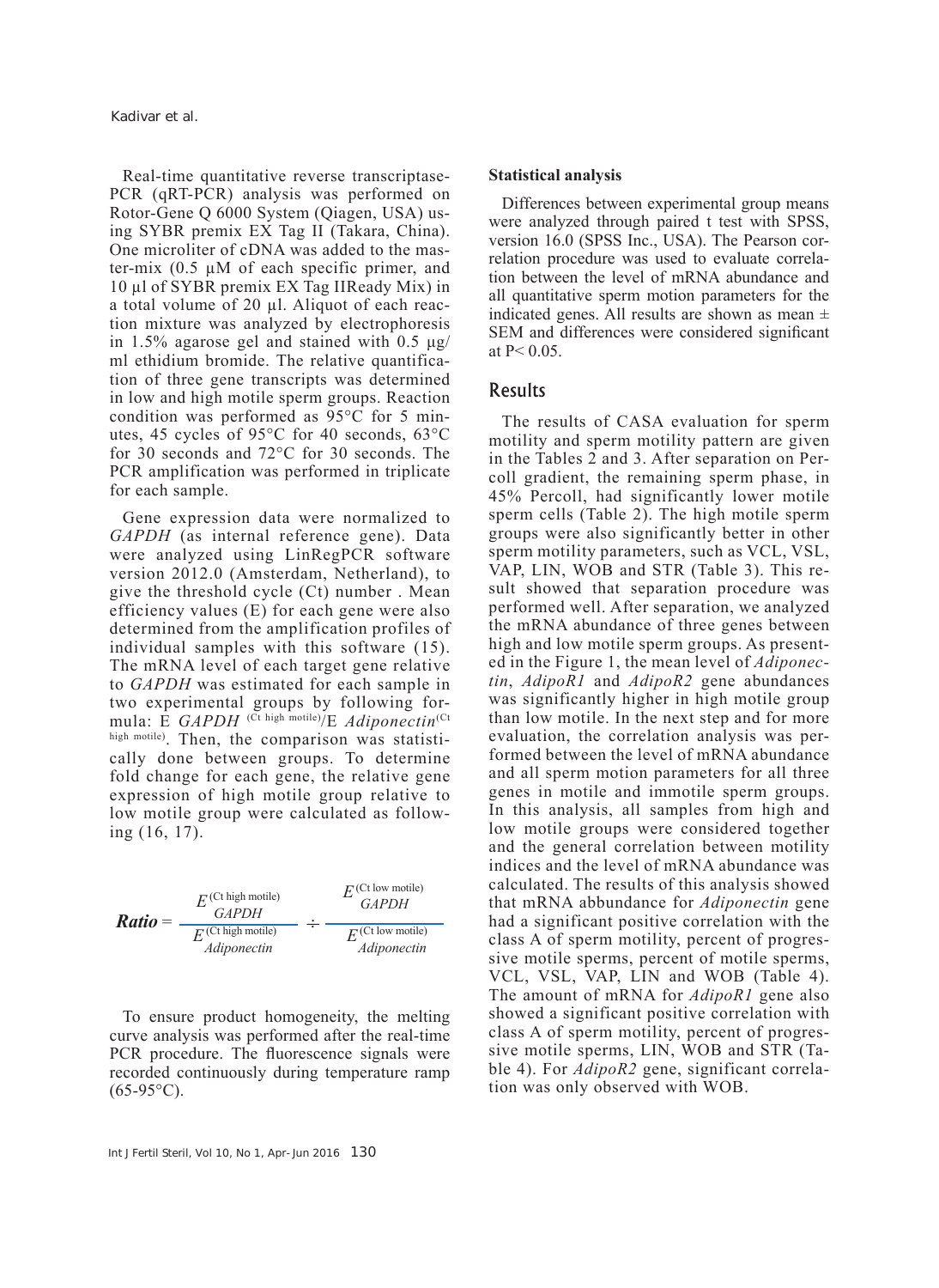Real-time quantitative reverse transcriptase-PCR (qRT-PCR) analysis was performed on Rotor-Gene Q 6000 System (Qiagen, USA) using SYBR premix EX Tag II (Takara, China). One microliter of cDNA was added to the master-mix (0.5 µM of each specific primer, and 10 µl of SYBR premix EX Tag IIReady Mix) in a total volume of 20 µl. Aliquot of each reaction mixture was analyzed by electrophoresis in 1.5% agarose gel and stained with 0.5 µg/ml ethidium bromide. The relative quantification of three gene transcripts was determined in low and high motile sperm groups. Reaction condition was performed as 95°C for 5 minutes, 45 cycles of 95°C for 40 seconds, 63°C for 30 seconds and 72°C for 30 seconds. The PCR amplification was performed in triplicate for each sample.

Gene expression data were normalized to *GAPDH* (as internal reference gene). Data were analyzed using LinRegPCR software version 2012.0 (Amsterdam, Netherland), to give the threshold cycle (Ct) number . Mean efficiency values (E) for each gene were also determined from the amplification profiles of individual samples with this software (15). The mRNA level of each target gene relative to *GAPDH* was estimated for each sample in two experimental groups by following formula: $E\ GAPDH^{(Ct\ high\ motile)}/E\ Adiponectin^{(Ct\ high\ motile)}$. Then, the comparison was statistically done between groups. To determine fold change for each gene, the relative gene expression of high motile group relative to low motile group were calculated as following (16, 17).

$$\textbf{Ratio} = \frac{E_{GAPDH}^{(\text{Ct high motile})}}{E_{Adiponectin}^{(\text{Ct high motile})}} \div \frac{E_{GAPDH}^{(\text{Ct low motile})}}{E_{Adiponectin}^{(\text{Ct low motile})}}$$

To ensure product homogeneity, the melting curve analysis was performed after the real-time PCR procedure. The fluorescence signals were recorded continuously during temperature ramp (65-95°C).

### Statistical analysis

Differences between experimental group means were analyzed through paired t test with SPSS, version 16.0 (SPSS Inc., USA). The Pearson correlation procedure was used to evaluate correlation between the level of mRNA abundance and all quantitative sperm motion parameters for the indicated genes. All results are shown as mean ± SEM and differences were considered significant at $P< 0.05$.

## Results

The results of CASA evaluation for sperm motility and sperm motility pattern are given in the Tables 2 and 3. After separation on Percoll gradient, the remaining sperm phase, in 45% Percoll, had significantly lower motile sperm cells (Table 2). The high motile sperm groups were also significantly better in other sperm motility parameters, such as VCL, VSL, VAP, LIN, WOB and STR (Table 3). This result showed that separation procedure was performed well. After separation, we analyzed the mRNA abundance of three genes between high and low motile sperm groups. As presented in the Figure 1, the mean level of *Adiponectin*, *AdipoR1* and *AdipoR2* gene abundances was significantly higher in high motile group than low motile. In the next step and for more evaluation, the correlation analysis was performed between the level of mRNA abundance and all sperm motion parameters for all three genes in motile and immotile sperm groups. In this analysis, all samples from high and low motile groups were considered together and the general correlation between motility indices and the level of mRNA abundance was calculated. The results of this analysis showed that mRNA abbundance for *Adiponectin* gene had a significant positive correlation with the class A of sperm motility, percent of progressive motile sperms, percent of motile sperms, VCL, VSL, VAP, LIN and WOB (Table 4). The amount of mRNA for *AdipoR1* gene also showed a significant positive correlation with class A of sperm motility, percent of progressive motile sperms, LIN, WOB and STR (Table 4). For *AdipoR2* gene, significant correlation was only observed with WOB.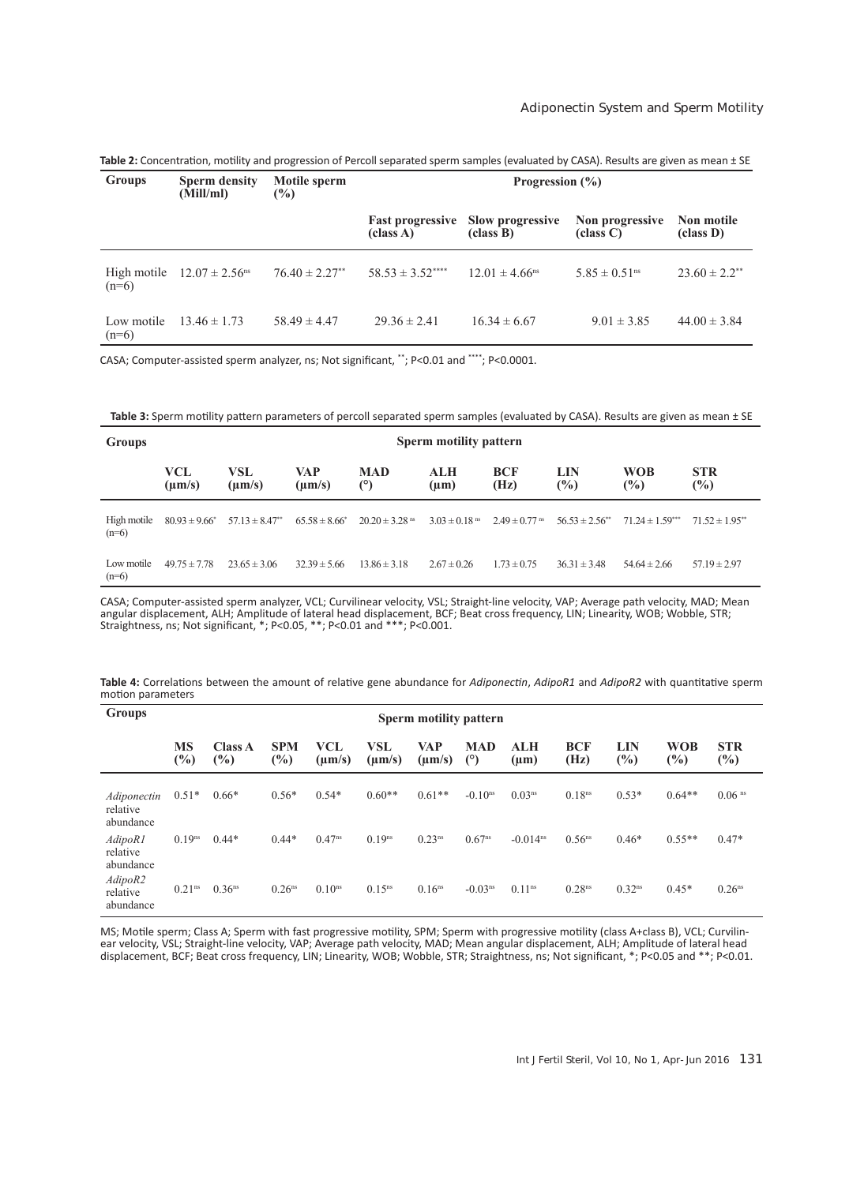**Table 2:** Concentration, motility and progression of Percoll separated sperm samples (evaluated by CASA). Results are given as mean ± SE

| Groups | Sperm density (Mill/ml) | Motile sperm (%) | Progression (%) | | | |
|---|---|---|---|---|---|---|
| | | | Fast progressive (class A) | Slow progressive (class B) | Non progressive (class C) | Non motile (class D) |
| High motile (n=6) | 12.07 ± 2.56[ns] | 76.40 ± 2.27[**] | 58.53 ± 3.52[****] | 12.01 ± 4.66[ns] | 5.85 ± 0.51[ns] | 23.60 ± 2.2[**] |
| Low motile (n=6) | 13.46 ± 1.73 | 58.49 ± 4.47 | 29.36 ± 2.41 | 16.34 ± 6.67 | 9.01 ± 3.85 | 44.00 ± 3.84 |

CASA; Computer-assisted sperm analyzer, ns; Not significant, **; P<0.01 and ****; P<0.0001.

**Table 3:** Sperm motility pattern parameters of percoll separated sperm samples (evaluated by CASA). Results are given as mean ± SE

| Groups | Sperm motility pattern | | | | | | | | |
|---|---|---|---|---|---|---|---|---|---|
| | VCL (µm/s) | VSL (µm/s) | VAP (µm/s) | MAD (°) | ALH (µm) | BCF (Hz) | LIN (%) | WOB (%) | STR (%) |
| High motile (n=6) | 80.93 ± 9.66[*] | 57.13 ± 8.47[**] | 65.58 ± 8.66[*] | 20.20 ± 3.28[ns] | 3.03 ± 0.18[ns] | 2.49 ± 0.77[ns] | 56.53 ± 2.56[**] | 71.24 ± 1.59[***] | 71.52 ± 1.95[**] |
| Low motile (n=6) | 49.75 ± 7.78 | 23.65 ± 3.06 | 32.39 ± 5.66 | 13.86 ± 3.18 | 2.67 ± 0.26 | 1.73 ± 0.75 | 36.31 ± 3.48 | 54.64 ± 2.66 | 57.19 ± 2.97 |

CASA; Computer-assisted sperm analyzer, VCL; Curvilinear velocity, VSL; Straight-line velocity, VAP; Average path velocity, MAD; Mean angular displacement, ALH; Amplitude of lateral head displacement, BCF; Beat cross frequency, LIN; Linearity, WOB; Wobble, STR; Straightness, ns; Not significant, *; P<0.05, **; P<0.01 and ***; P<0.001.

**Table 4:** Correlations between the amount of relative gene abundance for *Adiponectin*, *AdipoR1* and *AdipoR2* with quantitative sperm motion parameters

| Groups | Sperm motility pattern | | | | | | | | | | | |
|---|---|---|---|---|---|---|---|---|---|---|---|---|
| | MS (%) | Class A (%) | SPM (%) | VCL (µm/s) | VSL (µm/s) | VAP (µm/s) | MAD (°) | ALH (µm) | BCF (Hz) | LIN (%) | WOB (%) | STR (%) |
| *Adiponectin* relative abundance | 0.51* | 0.66* | 0.56* | 0.54* | 0.60** | 0.61** | -0.10[ns] | 0.03[ns] | 0.18[ns] | 0.53* | 0.64** | 0.06[ns] |
| *AdipoR1* relative abundance | 0.19[ns] | 0.44* | 0.44* | 0.47[ns] | 0.19[ns] | 0.23[ns] | 0.67[ns] | -0.014[ns] | 0.56[ns] | 0.46* | 0.55** | 0.47* |
| *AdipoR2* relative abundance | 0.21[ns] | 0.36[ns] | 0.26[ns] | 0.10[ns] | 0.15[ns] | 0.16[ns] | -0.03[ns] | 0.11[ns] | 0.28[ns] | 0.32[ns] | 0.45* | 0.26[ns] |

MS; Motile sperm; Class A; Sperm with fast progressive motility, SPM; Sperm with progressive motility (class A+class B), VCL; Curvilinear velocity, VSL; Straight-line velocity, VAP; Average path velocity, MAD; Mean angular displacement, ALH; Amplitude of lateral head displacement, BCF; Beat cross frequency, LIN; Linearity, WOB; Wobble, STR; Straightness, ns; Not significant, *; P<0.05 and **; P<0.01.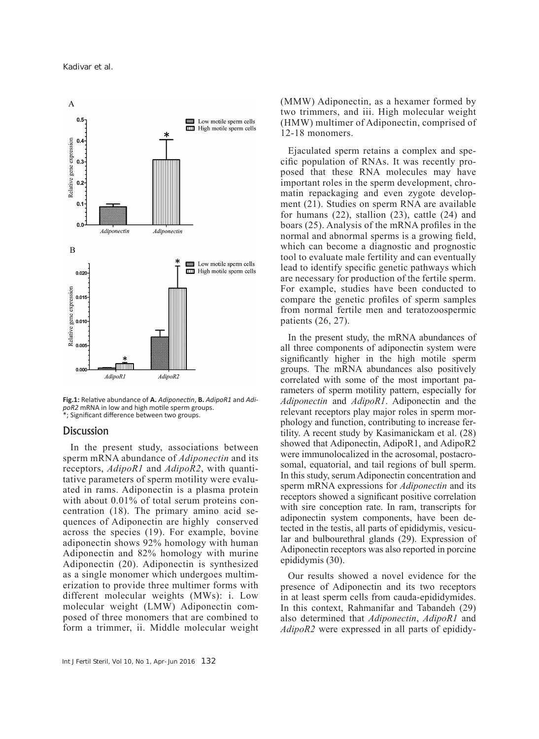**Fig.1:** Relative abundance of **A.** *Adiponectin*, **B.** *AdipoR1* and *AdipoR2* mRNA in low and high motile sperm groups.
*; Significant difference between two groups.

## Discussion

In the present study, associations between sperm mRNA abundance of *Adiponectin* and its receptors, *AdipoR1* and *AdipoR2*, with quantitative parameters of sperm motility were evaluated in rams. Adiponectin is a plasma protein with about 0.01% of total serum proteins concentration (18). The primary amino acid sequences of Adiponectin are highly conserved across the species (19). For example, bovine adiponectin shows 92% homology with human Adiponectin and 82% homology with murine Adiponectin (20). Adiponectin is synthesized as a single monomer which undergoes multimerization to provide three multimer forms with different molecular weights (MWs): i. Low molecular weight (LMW) Adiponectin composed of three monomers that are combined to form a trimmer, ii. Middle molecular weight (MMW) Adiponectin, as a hexamer formed by two trimmers, and iii. High molecular weight (HMW) multimer of Adiponectin, comprised of 12-18 monomers.

Ejaculated sperm retains a complex and specific population of RNAs. It was recently proposed that these RNA molecules may have important roles in the sperm development, chromatin repackaging and even zygote development (21). Studies on sperm RNA are available for humans (22), stallion (23), cattle (24) and boars (25). Analysis of the mRNA profiles in the normal and abnormal sperms is a growing field, which can become a diagnostic and prognostic tool to evaluate male fertility and can eventually lead to identify specific genetic pathways which are necessary for production of the fertile sperm. For example, studies have been conducted to compare the genetic profiles of sperm samples from normal fertile men and teratozoospermic patients (26, 27).

In the present study, the mRNA abundances of all three components of adiponectin system were significantly higher in the high motile sperm groups. The mRNA abundances also positively correlated with some of the most important parameters of sperm motility pattern, especially for *Adiponectin* and *AdipoR1*. Adiponectin and the relevant receptors play major roles in sperm morphology and function, contributing to increase fertility. A recent study by Kasimanickam et al. (28) showed that Adiponectin, AdipoR1, and AdipoR2 were immunolocalized in the acrosomal, postacrosomal, equatorial, and tail regions of bull sperm. In this study, serum Adiponectin concentration and sperm mRNA expressions for *Adiponectin* and its receptors showed a significant positive correlation with sire conception rate. In ram, transcripts for adiponectin system components, have been detected in the testis, all parts of epididymis, vesicular and bulbourethral glands (29). Expression of Adiponectin receptors was also reported in porcine epididymis (30).

Our results showed a novel evidence for the presence of Adiponectin and its two receptors in at least sperm cells from cauda-epididymides. In this context, Rahmanifar and Tabandeh (29) also determined that *Adiponectin*, *AdipoR1* and *AdipoR2* were expressed in all parts of epididy-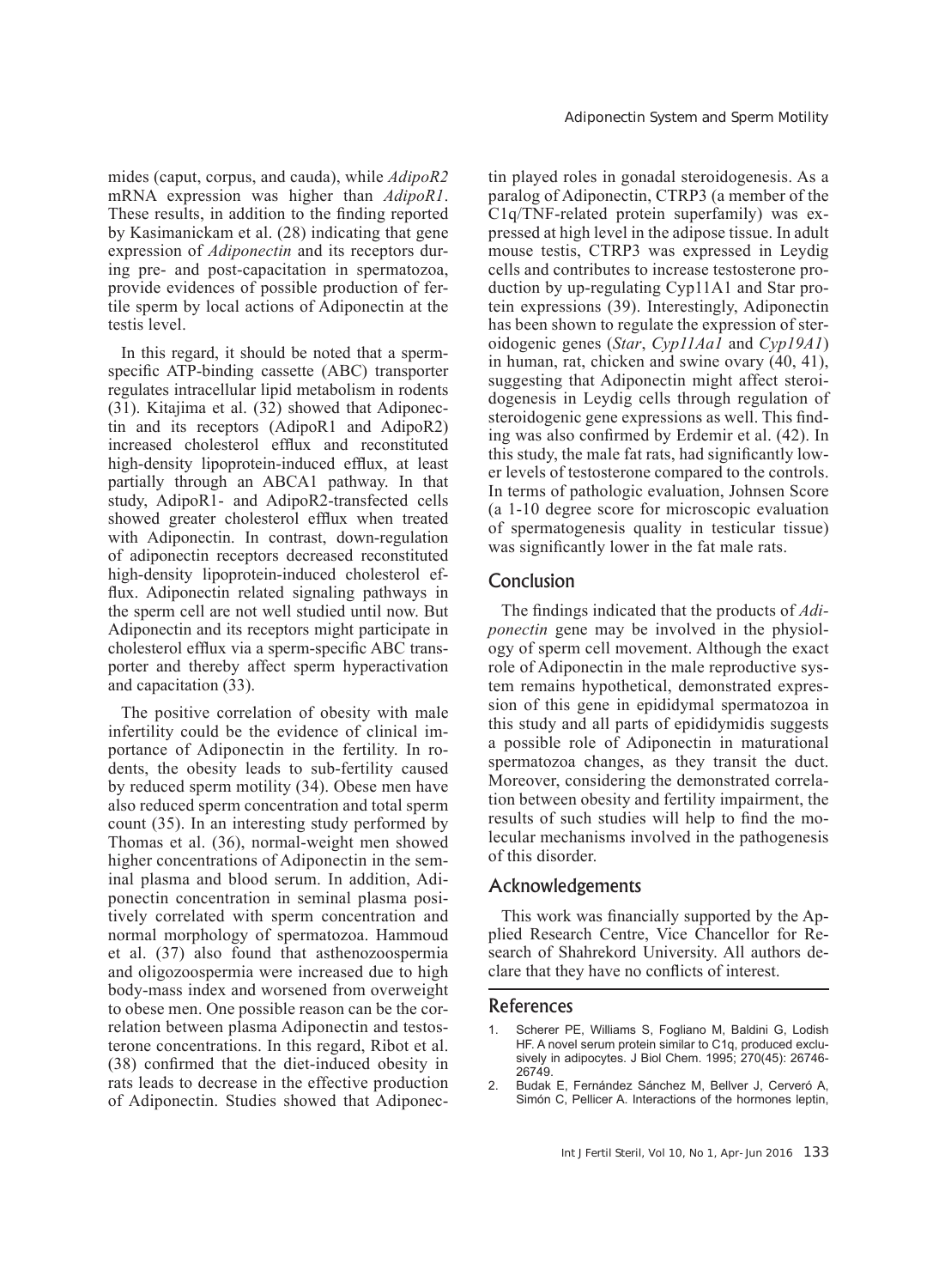mides (caput, corpus, and cauda), while *AdipoR2* mRNA expression was higher than *AdipoR1*. These results, in addition to the finding reported by Kasimanickam et al. (28) indicating that gene expression of *Adiponectin* and its receptors during pre- and post-capacitation in spermatozoa, provide evidences of possible production of fertile sperm by local actions of Adiponectin at the testis level.

In this regard, it should be noted that a sperm-specific ATP-binding cassette (ABC) transporter regulates intracellular lipid metabolism in rodents (31). Kitajima et al. (32) showed that Adiponectin and its receptors (AdipoR1 and AdipoR2) increased cholesterol efflux and reconstituted high-density lipoprotein-induced efflux, at least partially through an ABCA1 pathway. In that study, AdipoR1- and AdipoR2-transfected cells showed greater cholesterol efflux when treated with Adiponectin. In contrast, down-regulation of adiponectin receptors decreased reconstituted high-density lipoprotein-induced cholesterol efflux. Adiponectin related signaling pathways in the sperm cell are not well studied until now. But Adiponectin and its receptors might participate in cholesterol efflux via a sperm-specific ABC transporter and thereby affect sperm hyperactivation and capacitation (33).

The positive correlation of obesity with male infertility could be the evidence of clinical importance of Adiponectin in the fertility. In rodents, the obesity leads to sub-fertility caused by reduced sperm motility (34). Obese men have also reduced sperm concentration and total sperm count (35). In an interesting study performed by Thomas et al. (36), normal-weight men showed higher concentrations of Adiponectin in the seminal plasma and blood serum. In addition, Adiponectin concentration in seminal plasma positively correlated with sperm concentration and normal morphology of spermatozoa. Hammoud et al. (37) also found that asthenozoospermia and oligozoospermia were increased due to high body-mass index and worsened from overweight to obese men. One possible reason can be the correlation between plasma Adiponectin and testosterone concentrations. In this regard, Ribot et al. (38) confirmed that the diet-induced obesity in rats leads to decrease in the effective production of Adiponectin. Studies showed that Adiponectin played roles in gonadal steroidogenesis. As a paralog of Adiponectin, CTRP3 (a member of the C1q/TNF-related protein superfamily) was expressed at high level in the adipose tissue. In adult mouse testis, CTRP3 was expressed in Leydig cells and contributes to increase testosterone production by up-regulating Cyp11A1 and Star protein expressions (39). Interestingly, Adiponectin has been shown to regulate the expression of steroidogenic genes (*Star*, *Cyp11Aa1* and *Cyp19A1*) in human, rat, chicken and swine ovary (40, 41), suggesting that Adiponectin might affect steroidogenesis in Leydig cells through regulation of steroidogenic gene expressions as well. This finding was also confirmed by Erdemir et al. (42). In this study, the male fat rats, had significantly lower levels of testosterone compared to the controls. In terms of pathologic evaluation, Johnsen Score (a 1-10 degree score for microscopic evaluation of spermatogenesis quality in testicular tissue) was significantly lower in the fat male rats.

## Conclusion

The findings indicated that the products of *Adiponectin* gene may be involved in the physiology of sperm cell movement. Although the exact role of Adiponectin in the male reproductive system remains hypothetical, demonstrated expression of this gene in epididymal spermatozoa in this study and all parts of epididymidis suggests a possible role of Adiponectin in maturational spermatozoa changes, as they transit the duct. Moreover, considering the demonstrated correlation between obesity and fertility impairment, the results of such studies will help to find the molecular mechanisms involved in the pathogenesis of this disorder.

## Acknowledgements

This work was financially supported by the Applied Research Centre, Vice Chancellor for Research of Shahrekord University. All authors declare that they have no conflicts of interest.

## References

1. Scherer PE, Williams S, Fogliano M, Baldini G, Lodish HF. A novel serum protein similar to C1q, produced exclusively in adipocytes. J Biol Chem. 1995; 270(45): 26746-26749.
2. Budak E, Fernández Sánchez M, Bellver J, Cerveró A, Simón C, Pellicer A. Interactions of the hormones leptin,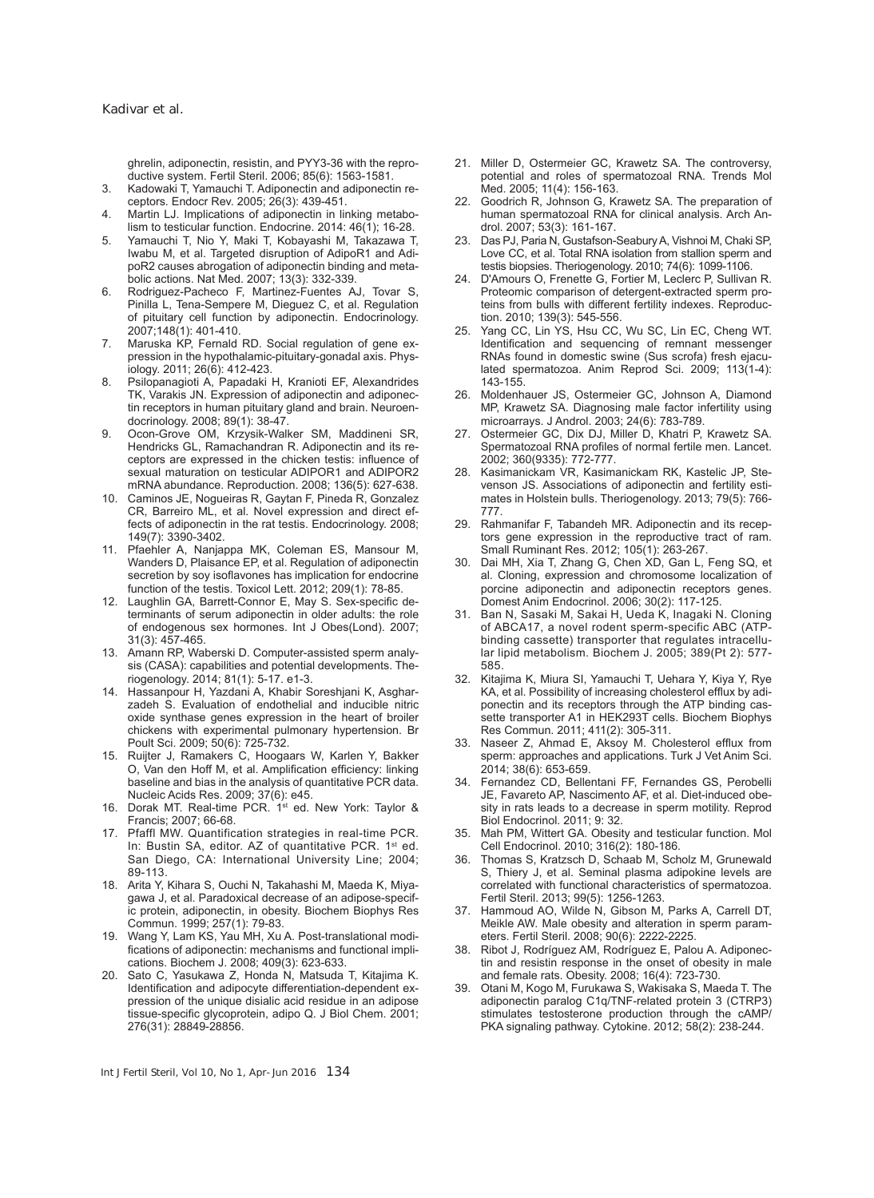ghrelin, adiponectin, resistin, and PYY3-36 with the reproductive system. Fertil Steril. 2006; 85(6): 1563-1581.

3. Kadowaki T, Yamauchi T. Adiponectin and adiponectin receptors. Endocr Rev. 2005; 26(3): 439-451.
4. Martin LJ. Implications of adiponectin in linking metabolism to testicular function. Endocrine. 2014: 46(1); 16-28.
5. Yamauchi T, Nio Y, Maki T, Kobayashi M, Takazawa T, Iwabu M, et al. Targeted disruption of AdipoR1 and AdipoR2 causes abrogation of adiponectin binding and metabolic actions. Nat Med. 2007; 13(3): 332-339.
6. Rodriguez-Pacheco F, Martinez-Fuentes AJ, Tovar S, Pinilla L, Tena-Sempere M, Dieguez C, et al. Regulation of pituitary cell function by adiponectin. Endocrinology. 2007;148(1): 401-410.
7. Maruska KP, Fernald RD. Social regulation of gene expression in the hypothalamic-pituitary-gonadal axis. Physiology. 2011; 26(6): 412-423.
8. Psilopanagioti A, Papadaki H, Kranioti EF, Alexandrides TK, Varakis JN. Expression of adiponectin and adiponectin receptors in human pituitary gland and brain. Neuroendocrinology. 2008; 89(1): 38-47.
9. Ocon-Grove OM, Krzysik-Walker SM, Maddineni SR, Hendricks GL, Ramachandran R. Adiponectin and its receptors are expressed in the chicken testis: influence of sexual maturation on testicular ADIPOR1 and ADIPOR2 mRNA abundance. Reproduction. 2008; 136(5): 627-638.
10. Caminos JE, Nogueiras R, Gaytan F, Pineda R, Gonzalez CR, Barreiro ML, et al. Novel expression and direct effects of adiponectin in the rat testis. Endocrinology. 2008; 149(7): 3390-3402.
11. Pfaehler A, Nanjappa MK, Coleman ES, Mansour M, Wanders D, Plaisance EP, et al. Regulation of adiponectin secretion by soy isoflavones has implication for endocrine function of the testis. Toxicol Lett. 2012; 209(1): 78-85.
12. Laughlin GA, Barrett-Connor E, May S. Sex-specific determinants of serum adiponectin in older adults: the role of endogenous sex hormones. Int J Obes(Lond). 2007; 31(3): 457-465.
13. Amann RP, Waberski D. Computer-assisted sperm analysis (CASA): capabilities and potential developments. Theriogenology. 2014; 81(1): 5-17. e1-3.
14. Hassanpour H, Yazdani A, Khabir Soreshjani K, Asgharzadeh S. Evaluation of endothelial and inducible nitric oxide synthase genes expression in the heart of broiler chickens with experimental pulmonary hypertension. Br Poult Sci. 2009; 50(6): 725-732.
15. Ruijter J, Ramakers C, Hoogaars W, Karlen Y, Bakker O, Van den Hoff M, et al. Amplification efficiency: linking baseline and bias in the analysis of quantitative PCR data. Nucleic Acids Res. 2009; 37(6): e45.
16. Dorak MT. Real-time PCR. 1st ed. New York: Taylor & Francis; 2007; 66-68.
17. Pfaffl MW. Quantification strategies in real-time PCR. In: Bustin SA, editor. AZ of quantitative PCR. 1st ed. San Diego, CA: International University Line; 2004; 89-113.
18. Arita Y, Kihara S, Ouchi N, Takahashi M, Maeda K, Miyagawa J, et al. Paradoxical decrease of an adipose-specific protein, adiponectin, in obesity. Biochem Biophys Res Commun. 1999; 257(1): 79-83.
19. Wang Y, Lam KS, Yau MH, Xu A. Post-translational modifications of adiponectin: mechanisms and functional implications. Biochem J. 2008; 409(3): 623-633.
20. Sato C, Yasukawa Z, Honda N, Matsuda T, Kitajima K. Identification and adipocyte differentiation-dependent expression of the unique disialic acid residue in an adipose tissue-specific glycoprotein, adipo Q. J Biol Chem. 2001; 276(31): 28849-28856.
21. Miller D, Ostermeier GC, Krawetz SA. The controversy, potential and roles of spermatozoal RNA. Trends Mol Med. 2005; 11(4): 156-163.
22. Goodrich R, Johnson G, Krawetz SA. The preparation of human spermatozoal RNA for clinical analysis. Arch Androl. 2007; 53(3): 161-167.
23. Das PJ, Paria N, Gustafson-Seabury A, Vishnoi M, Chaki SP, Love CC, et al. Total RNA isolation from stallion sperm and testis biopsies. Theriogenology. 2010; 74(6): 1099-1106.
24. D'Amours O, Frenette G, Fortier M, Leclerc P, Sullivan R. Proteomic comparison of detergent-extracted sperm proteins from bulls with different fertility indexes. Reproduction. 2010; 139(3): 545-556.
25. Yang CC, Lin YS, Hsu CC, Wu SC, Lin EC, Cheng WT. Identification and sequencing of remnant messenger RNAs found in domestic swine (Sus scrofa) fresh ejaculated spermatozoa. Anim Reprod Sci. 2009; 113(1-4): 143-155.
26. Moldenhauer JS, Ostermeier GC, Johnson A, Diamond MP, Krawetz SA. Diagnosing male factor infertility using microarrays. J Androl. 2003; 24(6): 783-789.
27. Ostermeier GC, Dix DJ, Miller D, Khatri P, Krawetz SA. Spermatozoal RNA profiles of normal fertile men. Lancet. 2002; 360(9335): 772-777.
28. Kasimanickam VR, Kasimanickam RK, Kastelic JP, Stevenson JS. Associations of adiponectin and fertility estimates in Holstein bulls. Theriogenology. 2013; 79(5): 766-777.
29. Rahmanifar F, Tabandeh MR. Adiponectin and its receptors gene expression in the reproductive tract of ram. Small Ruminant Res. 2012; 105(1): 263-267.
30. Dai MH, Xia T, Zhang G, Chen XD, Gan L, Feng SQ, et al. Cloning, expression and chromosome localization of porcine adiponectin and adiponectin receptors genes. Domest Anim Endocrinol. 2006; 30(2): 117-125.
31. Ban N, Sasaki M, Sakai H, Ueda K, Inagaki N. Cloning of ABCA17, a novel rodent sperm-specific ABC (ATP-binding cassette) transporter that regulates intracellular lipid metabolism. Biochem J. 2005; 389(Pt 2): 577-585.
32. Kitajima K, Miura SI, Yamauchi T, Uehara Y, Kiya Y, Rye KA, et al. Possibility of increasing cholesterol efflux by adiponectin and its receptors through the ATP binding cassette transporter A1 in HEK293T cells. Biochem Biophys Res Commun. 2011; 411(2): 305-311.
33. Naseer Z, Ahmad E, Aksoy M. Cholesterol efflux from sperm: approaches and applications. Turk J Vet Anim Sci. 2014; 38(6): 653-659.
34. Fernandez CD, Bellentani FF, Fernandes GS, Perobelli JE, Favareto AP, Nascimento AF, et al. Diet-induced obesity in rats leads to a decrease in sperm motility. Reprod Biol Endocrinol. 2011; 9: 32.
35. Mah PM, Wittert GA. Obesity and testicular function. Mol Cell Endocrinol. 2010; 316(2): 180-186.
36. Thomas S, Kratzsch D, Schaab M, Scholz M, Grunewald S, Thiery J, et al. Seminal plasma adipokine levels are correlated with functional characteristics of spermatozoa. Fertil Steril. 2013; 99(5): 1256-1263.
37. Hammoud AO, Wilde N, Gibson M, Parks A, Carrell DT, Meikle AW. Male obesity and alteration in sperm parameters. Fertil Steril. 2008; 90(6): 2222-2225.
38. Ribot J, Rodríguez AM, Rodríguez E, Palou A. Adiponectin and resistin response in the onset of obesity in male and female rats. Obesity. 2008; 16(4): 723-730.
39. Otani M, Kogo M, Furukawa S, Wakisaka S, Maeda T. The adiponectin paralog C1q/TNF-related protein 3 (CTRP3) stimulates testosterone production through the cAMP/PKA signaling pathway. Cytokine. 2012; 58(2): 238-244.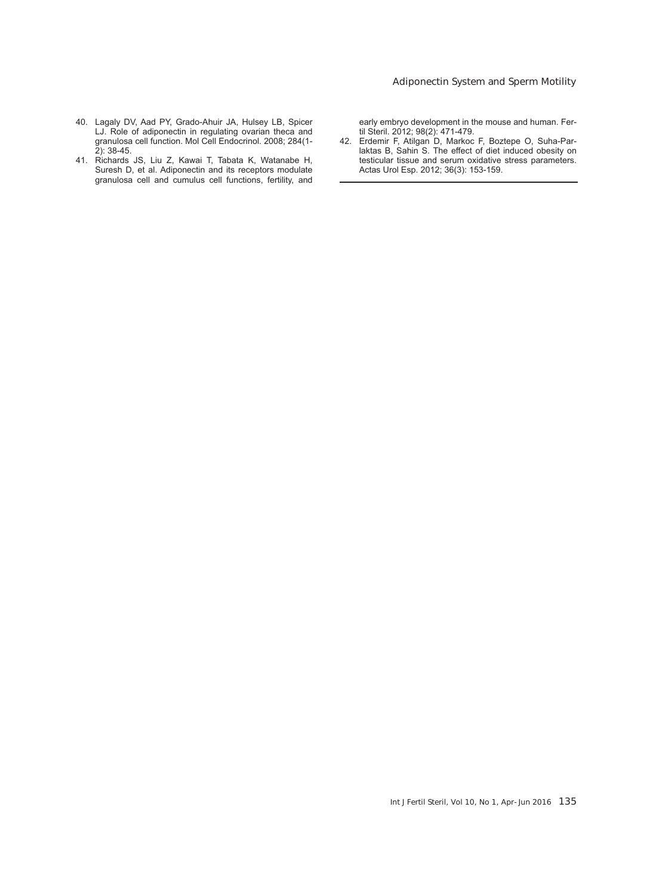40. Lagaly DV, Aad PY, Grado-Ahuir JA, Hulsey LB, Spicer LJ. Role of adiponectin in regulating ovarian theca and granulosa cell function. Mol Cell Endocrinol. 2008; 284(1-2): 38-45.
41. Richards JS, Liu Z, Kawai T, Tabata K, Watanabe H, Suresh D, et al. Adiponectin and its receptors modulate granulosa cell and cumulus cell functions, fertility, and early embryo development in the mouse and human. Fertil Steril. 2012; 98(2): 471-479.
42. Erdemir F, Atilgan D, Markoc F, Boztepe O, Suha-Parlaktas B, Sahin S. The effect of diet induced obesity on testicular tissue and serum oxidative stress parameters. Actas Urol Esp. 2012; 36(3): 153-159.